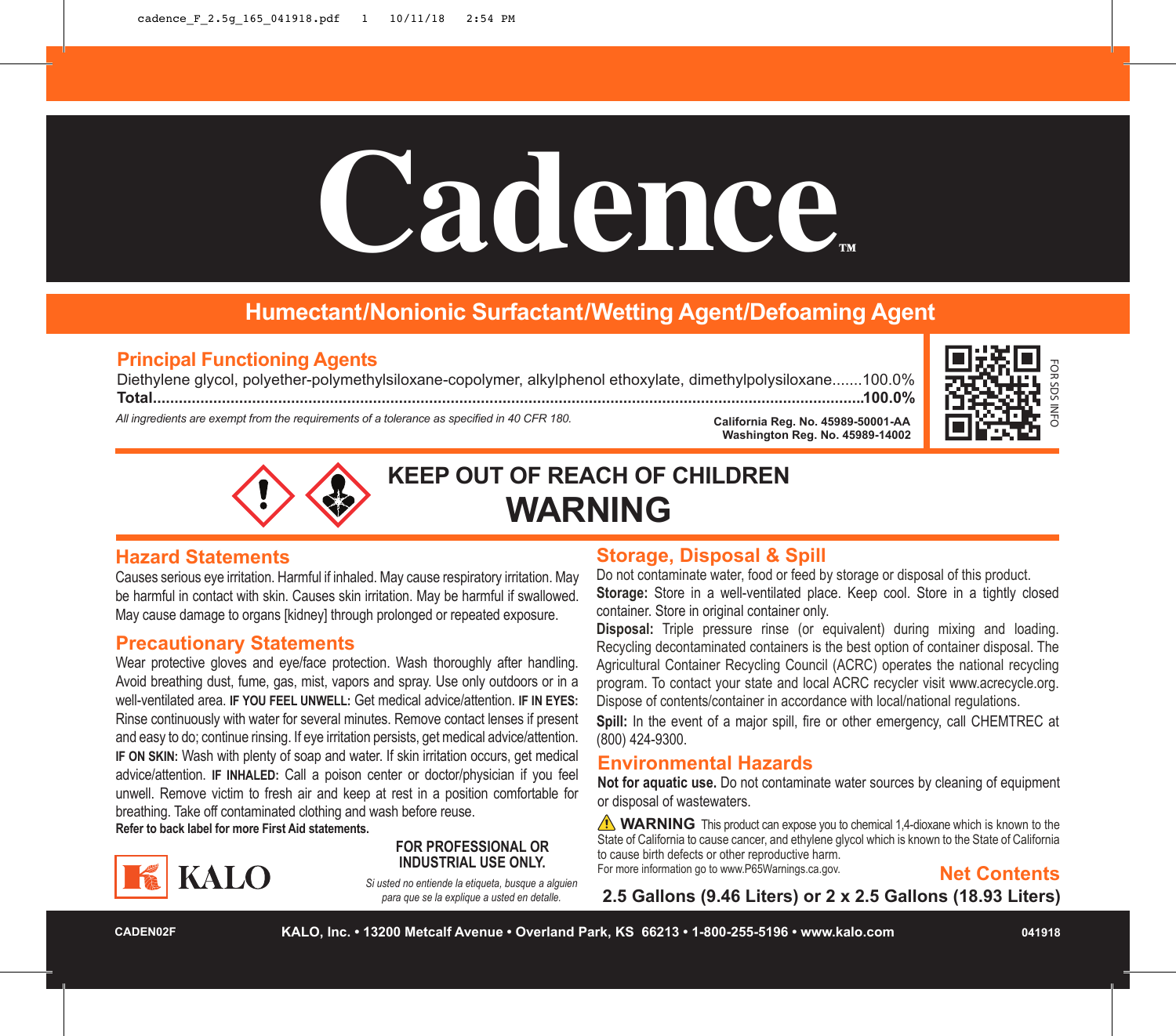# Cadence™

## Humectant/Nonionic Surfactant/Wetting Agent/Defoaming Agent

### Principal Functioning Agents

Diethylene glycol, polyether-polymethylsiloxane-copolymer, alkylphenol ethoxylate, dimethylpolysiloxane.......100.0%

**Total.......100.0%**

*All ingredients are exempt from the requirements of a tolerance as specified in 40 CFR 180.*

**California Reg. No. 45989-50001-AA**
**Washington Reg. No. 45989-14002**

FOR SDS INFO

## KEEP OUT OF REACH OF CHILDREN

# WARNING

### Hazard Statements

Causes serious eye irritation. Harmful if inhaled. May cause respiratory irritation. May be harmful in contact with skin. Causes skin irritation. May be harmful if swallowed. May cause damage to organs [kidney] through prolonged or repeated exposure.

### Precautionary Statements

Wear protective gloves and eye/face protection. Wash thoroughly after handling. Avoid breathing dust, fume, gas, mist, vapors and spray. Use only outdoors or in a well-ventilated area. **IF YOU FEEL UNWELL:** Get medical advice/attention. **IF IN EYES:** Rinse continuously with water for several minutes. Remove contact lenses if present and easy to do; continue rinsing. If eye irritation persists, get medical advice/attention. **IF ON SKIN:** Wash with plenty of soap and water. If skin irritation occurs, get medical advice/attention. **IF INHALED:** Call a poison center or doctor/physician if you feel unwell. Remove victim to fresh air and keep at rest in a position comfortable for breathing. Take off contaminated clothing and wash before reuse.

**Refer to back label for more First Aid statements.**

KALO

**FOR PROFESSIONAL OR INDUSTRIAL USE ONLY.**

*Si usted no entiende la etiqueta, busque a alguien para que se la explique a usted en detalle.*

### Storage, Disposal & Spill

Do not contaminate water, food or feed by storage or disposal of this product.

**Storage:** Store in a well-ventilated place. Keep cool. Store in a tightly closed container. Store in original container only.

**Disposal:** Triple pressure rinse (or equivalent) during mixing and loading. Recycling decontaminated containers is the best option of container disposal. The Agricultural Container Recycling Council (ACRC) operates the national recycling program. To contact your state and local ACRC recycler visit www.acrecycle.org. Dispose of contents/container in accordance with local/national regulations.

**Spill:** In the event of a major spill, fire or other emergency, call CHEMTREC at (800) 424-9300.

### Environmental Hazards

**Not for aquatic use.** Do not contaminate water sources by cleaning of equipment or disposal of wastewaters.

⚠ **WARNING** This product can expose you to chemical 1,4-dioxane which is known to the State of California to cause cancer, and ethylene glycol which is known to the State of California to cause birth defects or other reproductive harm. For more information go to www.P65Warnings.ca.gov.

### Net Contents

**2.5 Gallons (9.46 Liters) or 2 x 2.5 Gallons (18.93 Liters)**

CADEN02F

**KALO, Inc. • 13200 Metcalf Avenue • Overland Park, KS 66213 • 1-800-255-5196 • www.kalo.com**

041918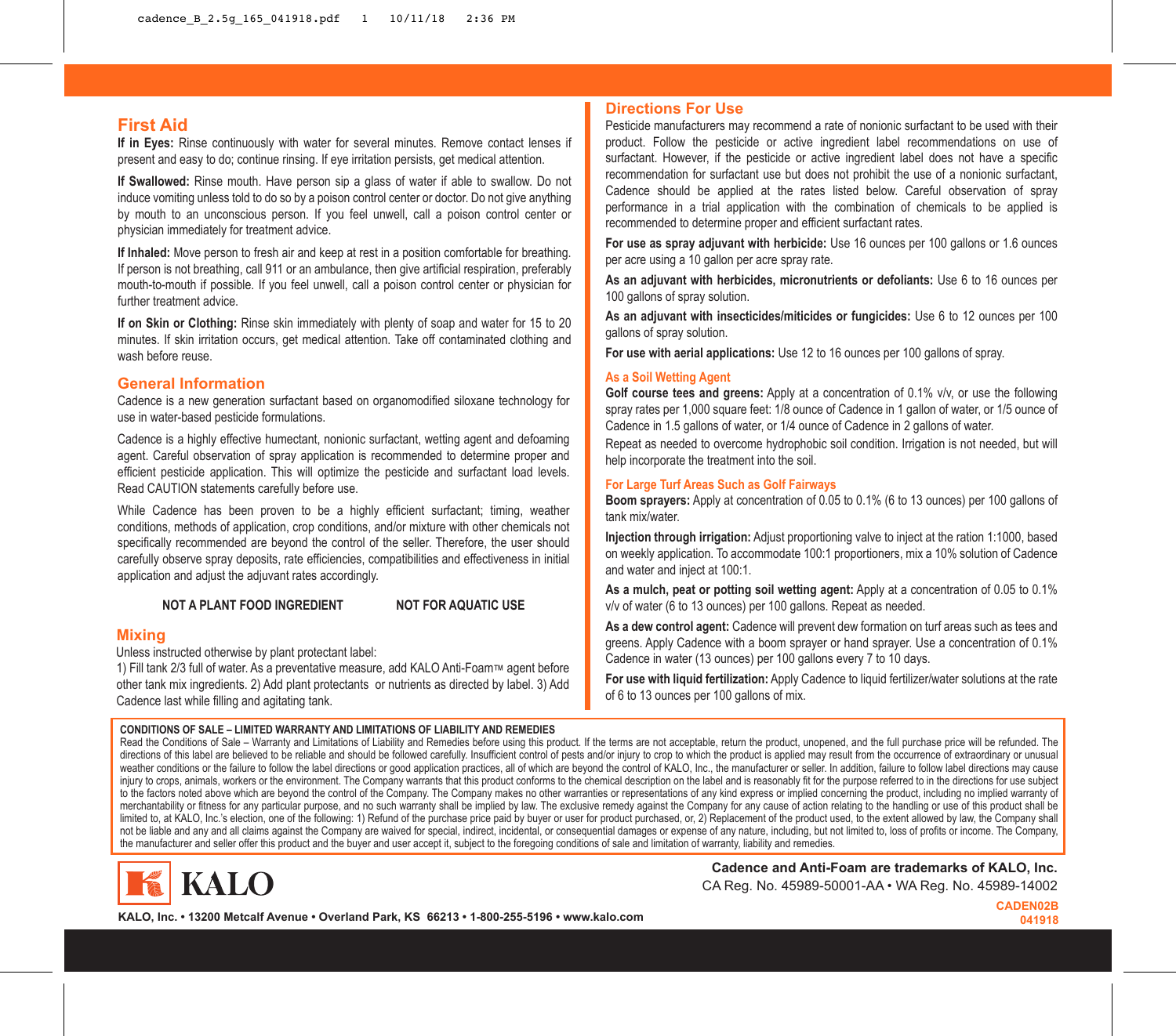## First Aid

**If in Eyes:** Rinse continuously with water for several minutes. Remove contact lenses if present and easy to do; continue rinsing. If eye irritation persists, get medical attention.

**If Swallowed:** Rinse mouth. Have person sip a glass of water if able to swallow. Do not induce vomiting unless told to do so by a poison control center or doctor. Do not give anything by mouth to an unconscious person. If you feel unwell, call a poison control center or physician immediately for treatment advice.

**If Inhaled:** Move person to fresh air and keep at rest in a position comfortable for breathing. If person is not breathing, call 911 or an ambulance, then give artificial respiration, preferably mouth-to-mouth if possible. If you feel unwell, call a poison control center or physician for further treatment advice.

**If on Skin or Clothing:** Rinse skin immediately with plenty of soap and water for 15 to 20 minutes. If skin irritation occurs, get medical attention. Take off contaminated clothing and wash before reuse.

## General Information

Cadence is a new generation surfactant based on organomodified siloxane technology for use in water-based pesticide formulations.

Cadence is a highly effective humectant, nonionic surfactant, wetting agent and defoaming agent. Careful observation of spray application is recommended to determine proper and efficient pesticide application. This will optimize the pesticide and surfactant load levels. Read CAUTION statements carefully before use.

While Cadence has been proven to be a highly efficient surfactant; timing, weather conditions, methods of application, crop conditions, and/or mixture with other chemicals not specifically recommended are beyond the control of the seller. Therefore, the user should carefully observe spray deposits, rate efficiencies, compatibilities and effectiveness in initial application and adjust the adjuvant rates accordingly.

**NOT A PLANT FOOD INGREDIENT** **NOT FOR AQUATIC USE**

## Mixing

Unless instructed otherwise by plant protectant label:
1) Fill tank 2/3 full of water. As a preventative measure, add KALO Anti-Foam™ agent before other tank mix ingredients. 2) Add plant protectants or nutrients as directed by label. 3) Add Cadence last while filling and agitating tank.

## Directions For Use

Pesticide manufacturers may recommend a rate of nonionic surfactant to be used with their product. Follow the pesticide or active ingredient label recommendations on use of surfactant. However, if the pesticide or active ingredient label does not have a specific recommendation for surfactant use but does not prohibit the use of a nonionic surfactant, Cadence should be applied at the rates listed below. Careful observation of spray performance in a trial application with the combination of chemicals to be applied is recommended to determine proper and efficient surfactant rates.

**For use as spray adjuvant with herbicide:** Use 16 ounces per 100 gallons or 1.6 ounces per acre using a 10 gallon per acre spray rate.

**As an adjuvant with herbicides, micronutrients or defoliants:** Use 6 to 16 ounces per 100 gallons of spray solution.

**As an adjuvant with insecticides/miticides or fungicides:** Use 6 to 12 ounces per 100 gallons of spray solution.

**For use with aerial applications:** Use 12 to 16 ounces per 100 gallons of spray.

### As a Soil Wetting Agent

**Golf course tees and greens:** Apply at a concentration of 0.1% v/v, or use the following spray rates per 1,000 square feet: 1/8 ounce of Cadence in 1 gallon of water, or 1/5 ounce of Cadence in 1.5 gallons of water, or 1/4 ounce of Cadence in 2 gallons of water.

Repeat as needed to overcome hydrophobic soil condition. Irrigation is not needed, but will help incorporate the treatment into the soil.

### For Large Turf Areas Such as Golf Fairways

**Boom sprayers:** Apply at concentration of 0.05 to 0.1% (6 to 13 ounces) per 100 gallons of tank mix/water.

**Injection through irrigation:** Adjust proportioning valve to inject at the ration 1:1000, based on weekly application. To accommodate 100:1 proportioners, mix a 10% solution of Cadence and water and inject at 100:1.

**As a mulch, peat or potting soil wetting agent:** Apply at a concentration of 0.05 to 0.1% v/v of water (6 to 13 ounces) per 100 gallons. Repeat as needed.

**As a dew control agent:** Cadence will prevent dew formation on turf areas such as tees and greens. Apply Cadence with a boom sprayer or hand sprayer. Use a concentration of 0.1% Cadence in water (13 ounces) per 100 gallons every 7 to 10 days.

**For use with liquid fertilization:** Apply Cadence to liquid fertilizer/water solutions at the rate of 6 to 13 ounces per 100 gallons of mix.

**CONDITIONS OF SALE – LIMITED WARRANTY AND LIMITATIONS OF LIABILITY AND REMEDIES**

Read the Conditions of Sale – Warranty and Limitations of Liability and Remedies before using this product. If the terms are not acceptable, return the product, unopened, and the full purchase price will be refunded. The directions of this label are believed to be reliable and should be followed carefully. Insufficient control of pests and/or injury to crop to which the product is applied may result from the occurrence of extraordinary or unusual weather conditions or the failure to follow the label directions or good application practices, all of which are beyond the control of KALO, Inc., the manufacturer or seller. In addition, failure to follow label directions may cause injury to crops, animals, workers or the environment. The Company warrants that this product conforms to the chemical description on the label and is reasonably fit for the purpose referred to in the directions for use subject to the factors noted above which are beyond the control of the Company. The Company makes no other warranties or representations of any kind express or implied concerning the product, including no implied warranty of merchantability or fitness for any particular purpose, and no such warranty shall be implied by law. The exclusive remedy against the Company for any cause of action relating to the handling or use of this product shall be limited to, at KALO, Inc.'s election, one of the following: 1) Refund of the purchase price paid by buyer or user for product purchased, or, 2) Replacement of the product used, to the extent allowed by law, the Company shall not be liable and any and all claims against the Company are waived for special, indirect, incidental, or consequential damages or expense of any nature, including, but not limited to, loss of profits or income. The Company, the manufacturer and seller offer this product and the buyer and user accept it, subject to the foregoing conditions of sale and limitation of warranty, liability and remedies.

KALO

**Cadence and Anti-Foam are trademarks of KALO, Inc.**

CA Reg. No. 45989-50001-AA • WA Reg. No. 45989-14002

**KALO, Inc. • 13200 Metcalf Avenue • Overland Park, KS 66213 • 1-800-255-5196 • www.kalo.com**

CADEN02B
041918